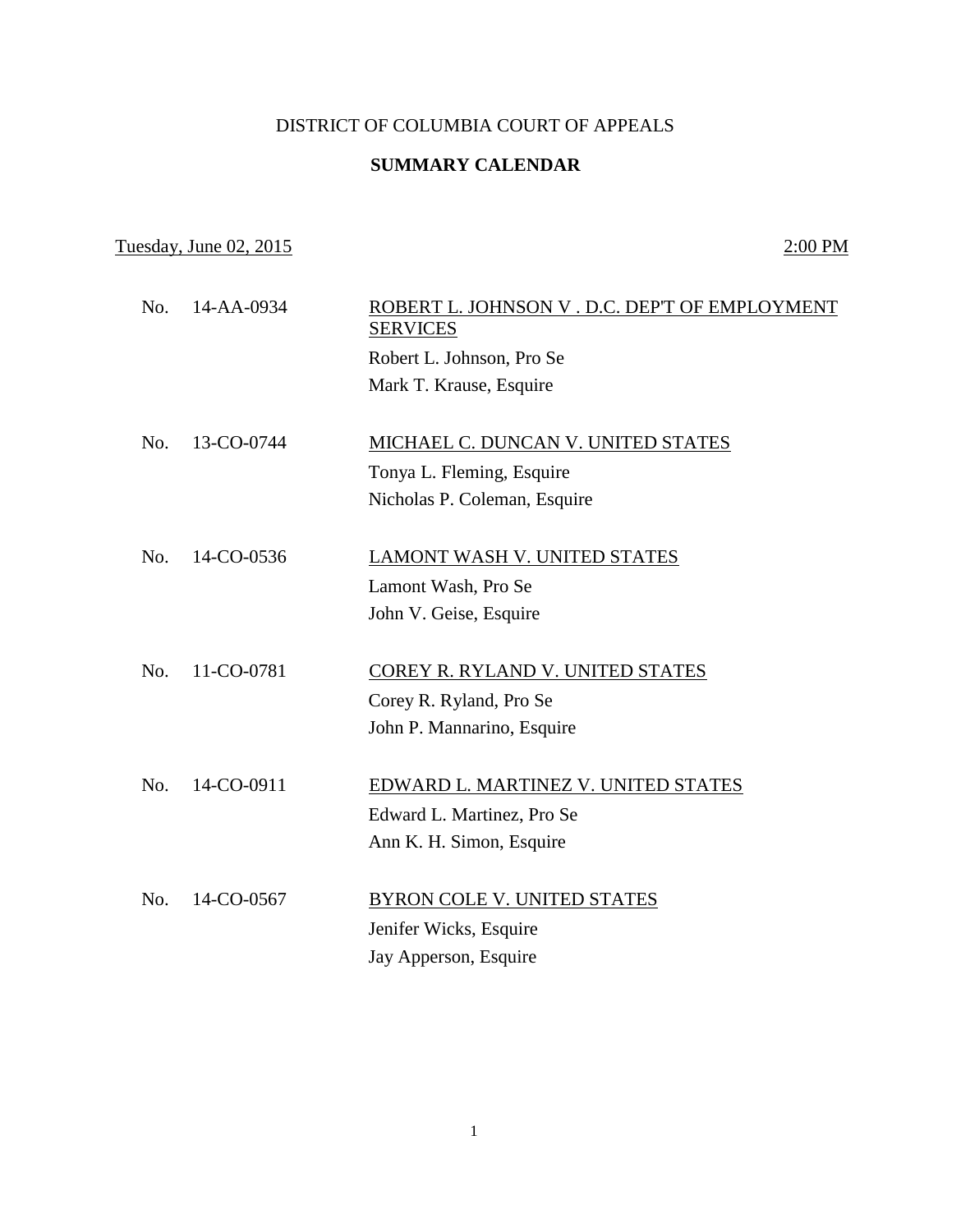# DISTRICT OF COLUMBIA COURT OF APPEALS

## SUMMARY CALENDAR

Tuesday, June 02, 2015 — 2:00 PM

No. 14-AA-0934 — ROBERT L. JOHNSON V . D.C. DEP'T OF EMPLOYMENT SERVICES
Robert L. Johnson, Pro Se
Mark T. Krause, Esquire

No. 13-CO-0744 — MICHAEL C. DUNCAN V. UNITED STATES
Tonya L. Fleming, Esquire
Nicholas P. Coleman, Esquire

No. 14-CO-0536 — LAMONT WASH V. UNITED STATES
Lamont Wash, Pro Se
John V. Geise, Esquire

No. 11-CO-0781 — COREY R. RYLAND V. UNITED STATES
Corey R. Ryland, Pro Se
John P. Mannarino, Esquire

No. 14-CO-0911 — EDWARD L. MARTINEZ V. UNITED STATES
Edward L. Martinez, Pro Se
Ann K. H. Simon, Esquire

No. 14-CO-0567 — BYRON COLE V. UNITED STATES
Jenifer Wicks, Esquire
Jay Apperson, Esquire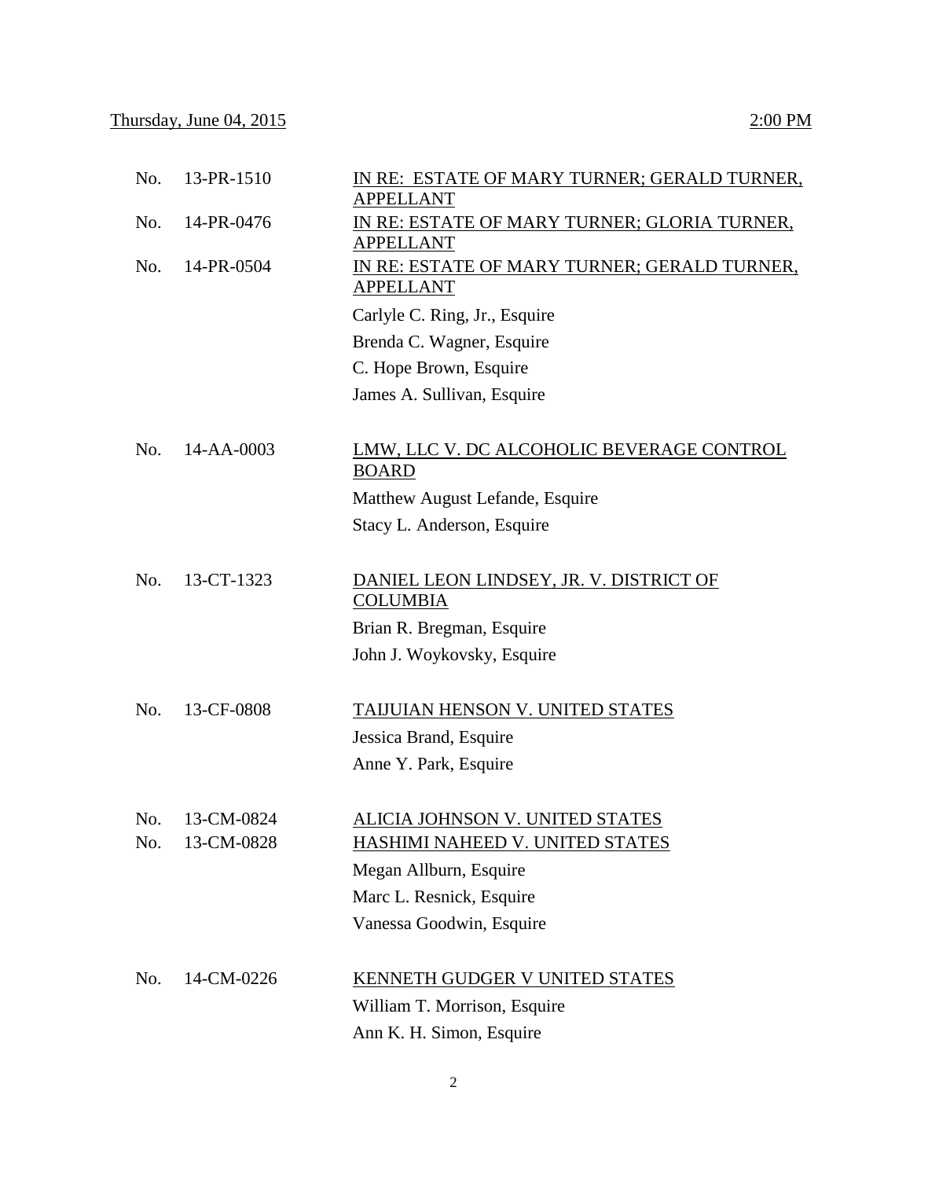Thursday, June 04, 2015 2:00 PM

No. 13-PR-1510 IN RE: ESTATE OF MARY TURNER; GERALD TURNER, APPELLANT

No. 14-PR-0476 IN RE: ESTATE OF MARY TURNER; GLORIA TURNER, APPELLANT

No. 14-PR-0504 IN RE: ESTATE OF MARY TURNER; GERALD TURNER, APPELLANT

Carlyle C. Ring, Jr., Esquire
Brenda C. Wagner, Esquire
C. Hope Brown, Esquire
James A. Sullivan, Esquire

No. 14-AA-0003 LMW, LLC V. DC ALCOHOLIC BEVERAGE CONTROL BOARD

Matthew August Lefande, Esquire
Stacy L. Anderson, Esquire

No. 13-CT-1323 DANIEL LEON LINDSEY, JR. V. DISTRICT OF COLUMBIA

Brian R. Bregman, Esquire
John J. Woykovsky, Esquire

No. 13-CF-0808 TAIJUIAN HENSON V. UNITED STATES

Jessica Brand, Esquire
Anne Y. Park, Esquire

No. 13-CM-0824 ALICIA JOHNSON V. UNITED STATES

No. 13-CM-0828 HASHIMI NAHEED V. UNITED STATES

Megan Allburn, Esquire
Marc L. Resnick, Esquire
Vanessa Goodwin, Esquire

No. 14-CM-0226 KENNETH GUDGER V UNITED STATES

William T. Morrison, Esquire
Ann K. H. Simon, Esquire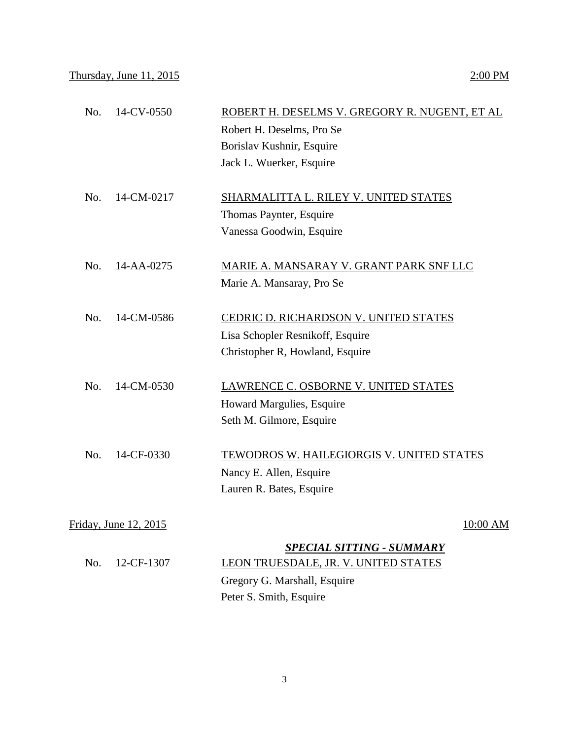Thursday, June 11, 2015 2:00 PM

No. 14-CV-0550 ROBERT H. DESELMS V. GREGORY R. NUGENT, ET AL
Robert H. Deselms, Pro Se
Borislav Kushnir, Esquire
Jack L. Wuerker, Esquire

No. 14-CM-0217 SHARMALITTA L. RILEY V. UNITED STATES
Thomas Paynter, Esquire
Vanessa Goodwin, Esquire

No. 14-AA-0275 MARIE A. MANSARAY V. GRANT PARK SNF LLC
Marie A. Mansaray, Pro Se

No. 14-CM-0586 CEDRIC D. RICHARDSON V. UNITED STATES
Lisa Schopler Resnikoff, Esquire
Christopher R, Howland, Esquire

No. 14-CM-0530 LAWRENCE C. OSBORNE V. UNITED STATES
Howard Margulies, Esquire
Seth M. Gilmore, Esquire

No. 14-CF-0330 TEWODROS W. HAILEGIORGIS V. UNITED STATES
Nancy E. Allen, Esquire
Lauren R. Bates, Esquire

Friday, June 12, 2015 10:00 AM

***SPECIAL SITTING - SUMMARY***

No. 12-CF-1307 LEON TRUESDALE, JR. V. UNITED STATES
Gregory G. Marshall, Esquire
Peter S. Smith, Esquire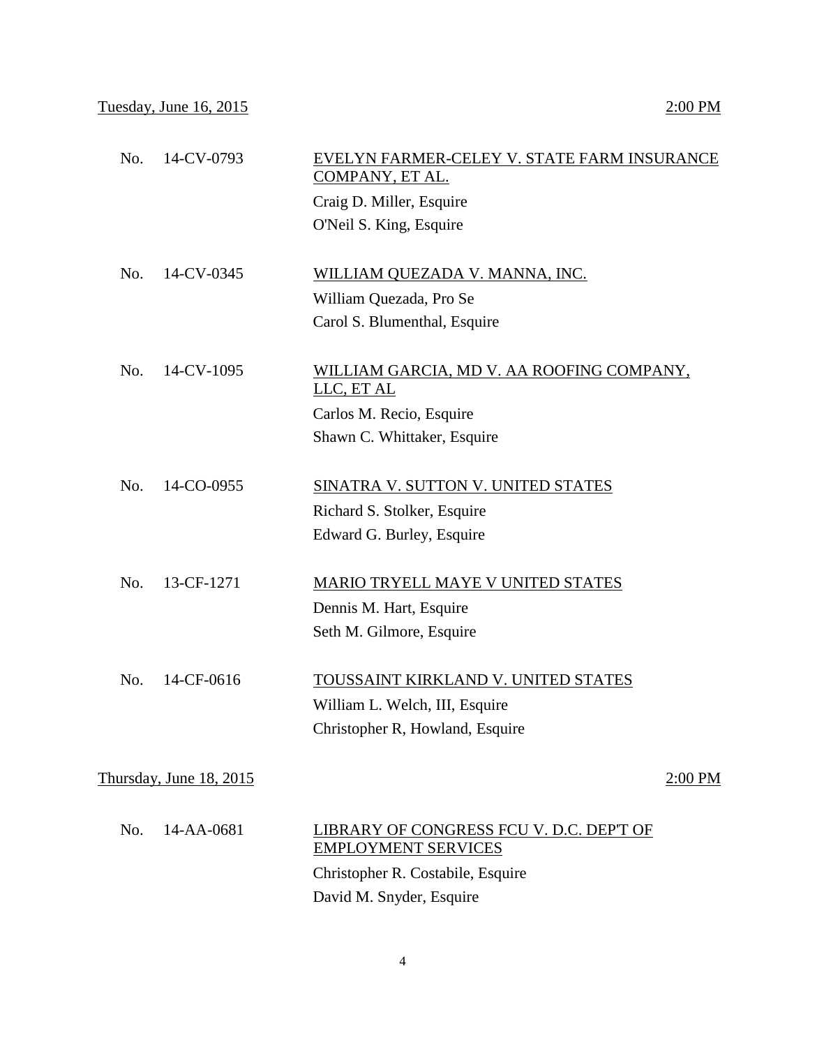Tuesday, June 16, 2015 — 2:00 PM

No. 14-CV-0793 — EVELYN FARMER-CELEY V. STATE FARM INSURANCE COMPANY, ET AL.

Craig D. Miller, Esquire

O'Neil S. King, Esquire

No. 14-CV-0345 — WILLIAM QUEZADA V. MANNA, INC.

William Quezada, Pro Se

Carol S. Blumenthal, Esquire

No. 14-CV-1095 — WILLIAM GARCIA, MD V. AA ROOFING COMPANY, LLC, ET AL

Carlos M. Recio, Esquire

Shawn C. Whittaker, Esquire

No. 14-CO-0955 — SINATRA V. SUTTON V. UNITED STATES

Richard S. Stolker, Esquire

Edward G. Burley, Esquire

No. 13-CF-1271 — MARIO TRYELL MAYE V UNITED STATES

Dennis M. Hart, Esquire

Seth M. Gilmore, Esquire

No. 14-CF-0616 — TOUSSAINT KIRKLAND V. UNITED STATES

William L. Welch, III, Esquire

Christopher R, Howland, Esquire

Thursday, June 18, 2015 — 2:00 PM

No. 14-AA-0681 — LIBRARY OF CONGRESS FCU V. D.C. DEP'T OF EMPLOYMENT SERVICES

Christopher R. Costabile, Esquire

David M. Snyder, Esquire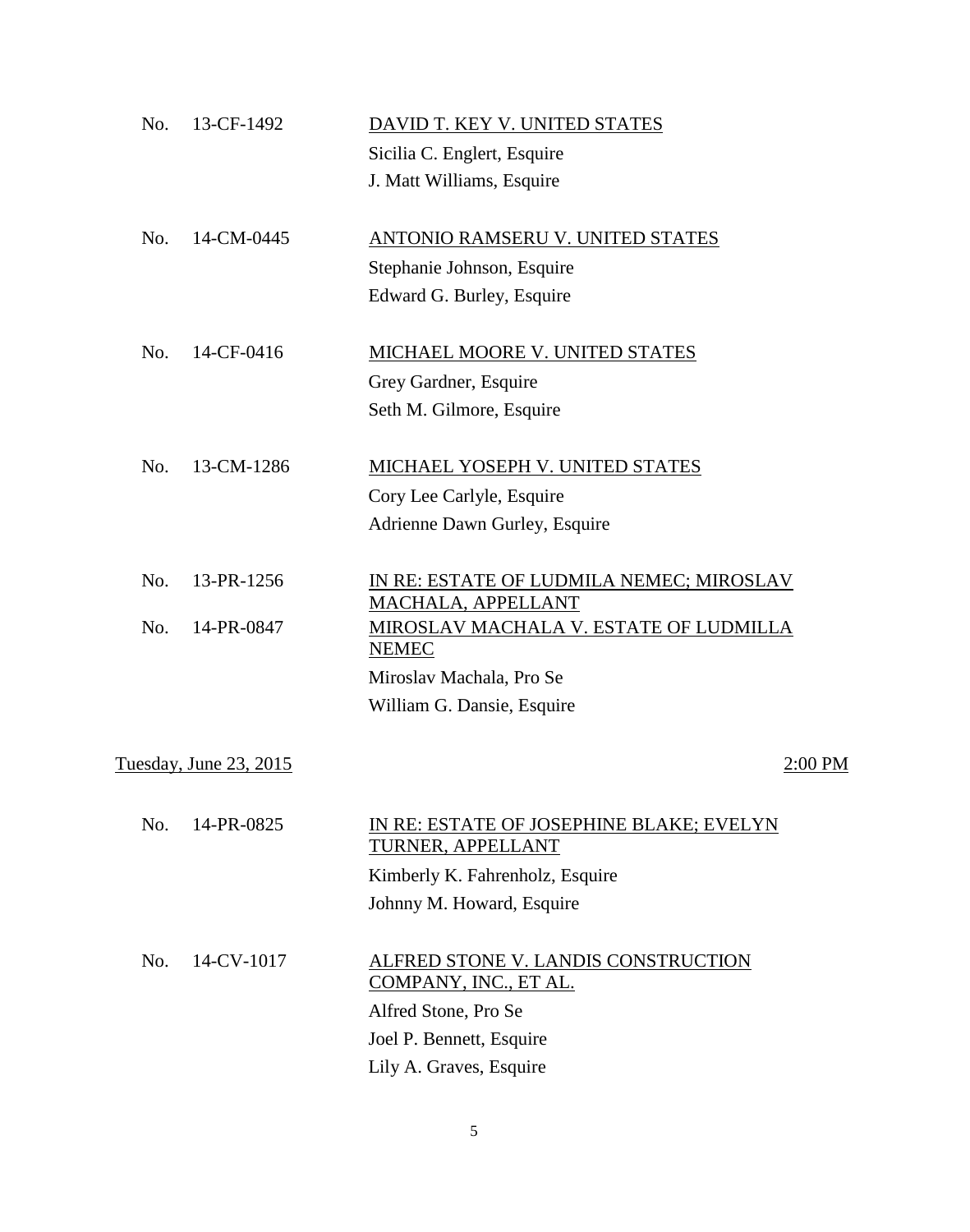No. 13-CF-1492 — <u>DAVID T. KEY V. UNITED STATES</u>
Sicilia C. Englert, Esquire
J. Matt Williams, Esquire

No. 14-CM-0445 — <u>ANTONIO RAMSERU V. UNITED STATES</u>
Stephanie Johnson, Esquire
Edward G. Burley, Esquire

No. 14-CF-0416 — <u>MICHAEL MOORE V. UNITED STATES</u>
Grey Gardner, Esquire
Seth M. Gilmore, Esquire

No. 13-CM-1286 — <u>MICHAEL YOSEPH V. UNITED STATES</u>
Cory Lee Carlyle, Esquire
Adrienne Dawn Gurley, Esquire

No. 13-PR-1256 — <u>IN RE: ESTATE OF LUDMILA NEMEC; MIROSLAV MACHALA, APPELLANT</u>
No. 14-PR-0847 — <u>MIROSLAV MACHALA V. ESTATE OF LUDMILLA NEMEC</u>
Miroslav Machala, Pro Se
William G. Dansie, Esquire

<u>Tuesday, June 23, 2015</u> — <u>2:00 PM</u>

No. 14-PR-0825 — <u>IN RE: ESTATE OF JOSEPHINE BLAKE; EVELYN TURNER, APPELLANT</u>
Kimberly K. Fahrenholz, Esquire
Johnny M. Howard, Esquire

No. 14-CV-1017 — <u>ALFRED STONE V. LANDIS CONSTRUCTION COMPANY, INC., ET AL.</u>
Alfred Stone, Pro Se
Joel P. Bennett, Esquire
Lily A. Graves, Esquire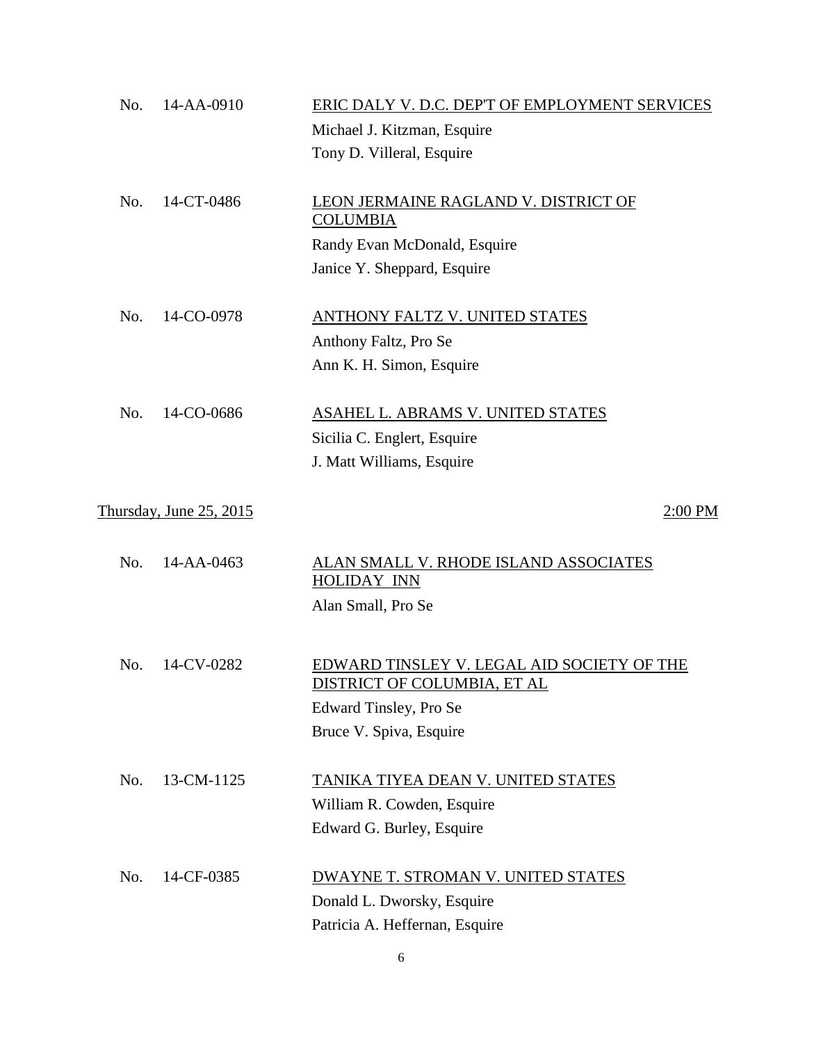No. 14-AA-0910 ERIC DALY V. D.C. DEP'T OF EMPLOYMENT SERVICES

Michael J. Kitzman, Esquire

Tony D. Villeral, Esquire

No. 14-CT-0486 LEON JERMAINE RAGLAND V. DISTRICT OF COLUMBIA

Randy Evan McDonald, Esquire

Janice Y. Sheppard, Esquire

No. 14-CO-0978 ANTHONY FALTZ V. UNITED STATES

Anthony Faltz, Pro Se

Ann K. H. Simon, Esquire

No. 14-CO-0686 ASAHEL L. ABRAMS V. UNITED STATES

Sicilia C. Englert, Esquire

J. Matt Williams, Esquire

Thursday, June 25, 2015 2:00 PM

No. 14-AA-0463 ALAN SMALL V. RHODE ISLAND ASSOCIATES HOLIDAY INN

Alan Small, Pro Se

No. 14-CV-0282 EDWARD TINSLEY V. LEGAL AID SOCIETY OF THE DISTRICT OF COLUMBIA, ET AL

Edward Tinsley, Pro Se

Bruce V. Spiva, Esquire

No. 13-CM-1125 TANIKA TIYEA DEAN V. UNITED STATES

William R. Cowden, Esquire

Edward G. Burley, Esquire

No. 14-CF-0385 DWAYNE T. STROMAN V. UNITED STATES

Donald L. Dworsky, Esquire

Patricia A. Heffernan, Esquire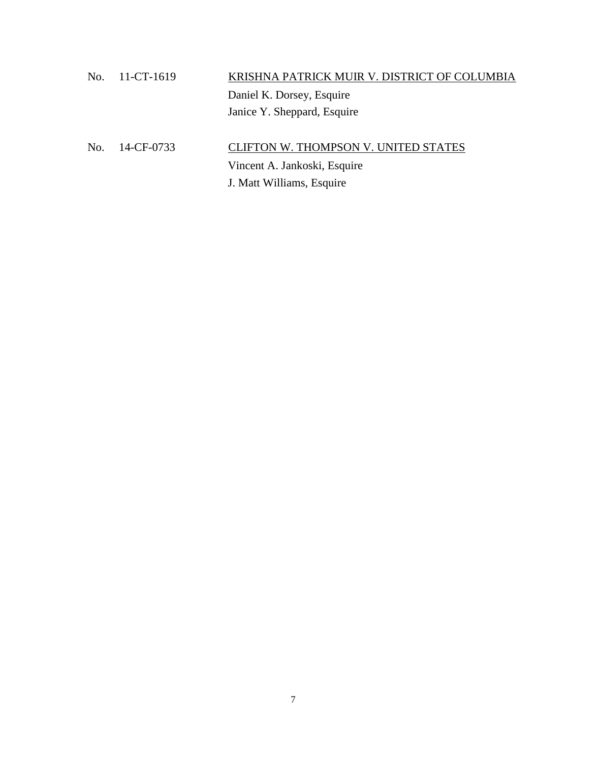No. 11-CT-1619 KRISHNA PATRICK MUIR V. DISTRICT OF COLUMBIA

Daniel K. Dorsey, Esquire
Janice Y. Sheppard, Esquire

No. 14-CF-0733 CLIFTON W. THOMPSON V. UNITED STATES

Vincent A. Jankoski, Esquire
J. Matt Williams, Esquire